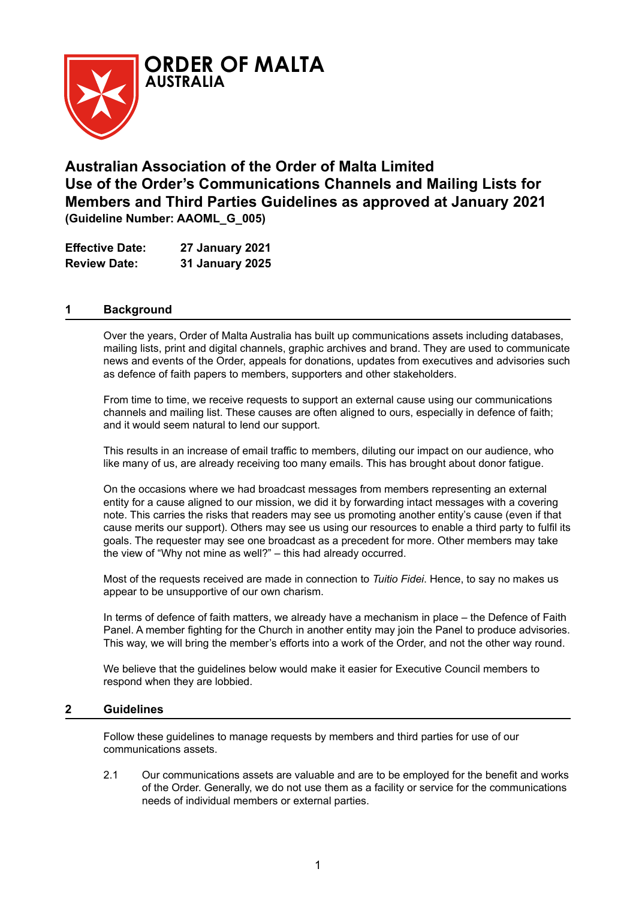**ORDER OF MALTA**
**AUSTRALIA**

# Australian Association of the Order of Malta Limited
# Use of the Order's Communications Channels and Mailing Lists for Members and Third Parties Guidelines as approved at January 2021
**(Guideline Number: AAOML_G_005)**

**Effective Date:** **27 January 2021**
**Review Date:** **31 January 2025**

## 1 Background

Over the years, Order of Malta Australia has built up communications assets including databases, mailing lists, print and digital channels, graphic archives and brand. They are used to communicate news and events of the Order, appeals for donations, updates from executives and advisories such as defence of faith papers to members, supporters and other stakeholders.

From time to time, we receive requests to support an external cause using our communications channels and mailing list. These causes are often aligned to ours, especially in defence of faith; and it would seem natural to lend our support.

This results in an increase of email traffic to members, diluting our impact on our audience, who like many of us, are already receiving too many emails. This has brought about donor fatigue.

On the occasions where we had broadcast messages from members representing an external entity for a cause aligned to our mission, we did it by forwarding intact messages with a covering note. This carries the risks that readers may see us promoting another entity's cause (even if that cause merits our support). Others may see us using our resources to enable a third party to fulfil its goals. The requester may see one broadcast as a precedent for more. Other members may take the view of "Why not mine as well?" – this had already occurred.

Most of the requests received are made in connection to *Tuitio Fidei*. Hence, to say no makes us appear to be unsupportive of our own charism.

In terms of defence of faith matters, we already have a mechanism in place – the Defence of Faith Panel. A member fighting for the Church in another entity may join the Panel to produce advisories. This way, we will bring the member's efforts into a work of the Order, and not the other way round.

We believe that the guidelines below would make it easier for Executive Council members to respond when they are lobbied.

## 2 Guidelines

Follow these guidelines to manage requests by members and third parties for use of our communications assets.

2.1 Our communications assets are valuable and are to be employed for the benefit and works of the Order. Generally, we do not use them as a facility or service for the communications needs of individual members or external parties.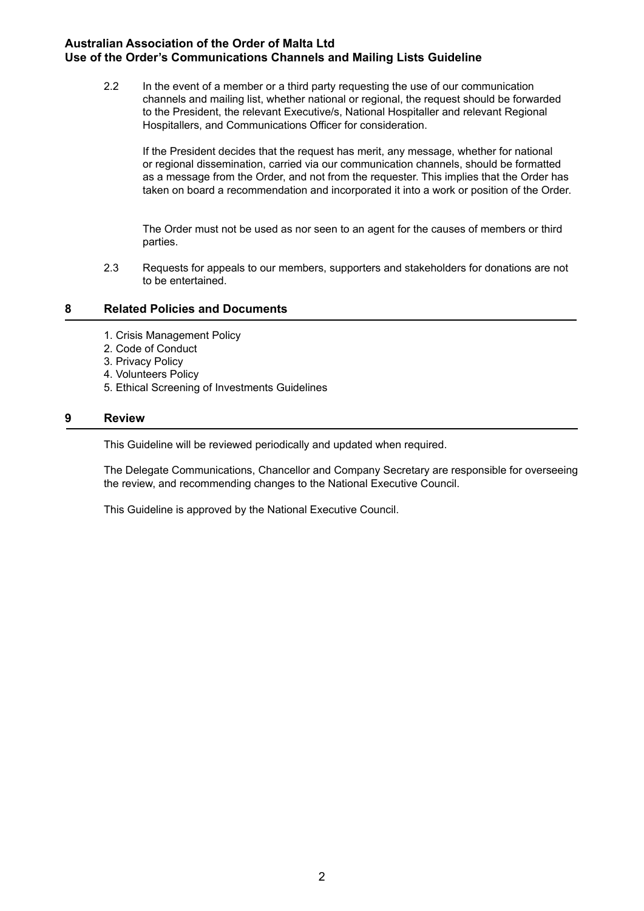2.2 In the event of a member or a third party requesting the use of our communication channels and mailing list, whether national or regional, the request should be forwarded to the President, the relevant Executive/s, National Hospitaller and relevant Regional Hospitallers, and Communications Officer for consideration.

If the President decides that the request has merit, any message, whether for national or regional dissemination, carried via our communication channels, should be formatted as a message from the Order, and not from the requester. This implies that the Order has taken on board a recommendation and incorporated it into a work or position of the Order.

The Order must not be used as nor seen to an agent for the causes of members or third parties.

2.3 Requests for appeals to our members, supporters and stakeholders for donations are not to be entertained.

## 8 Related Policies and Documents

1. Crisis Management Policy
2. Code of Conduct
3. Privacy Policy
4. Volunteers Policy
5. Ethical Screening of Investments Guidelines

## 9 Review

This Guideline will be reviewed periodically and updated when required.

The Delegate Communications, Chancellor and Company Secretary are responsible for overseeing the review, and recommending changes to the National Executive Council.

This Guideline is approved by the National Executive Council.